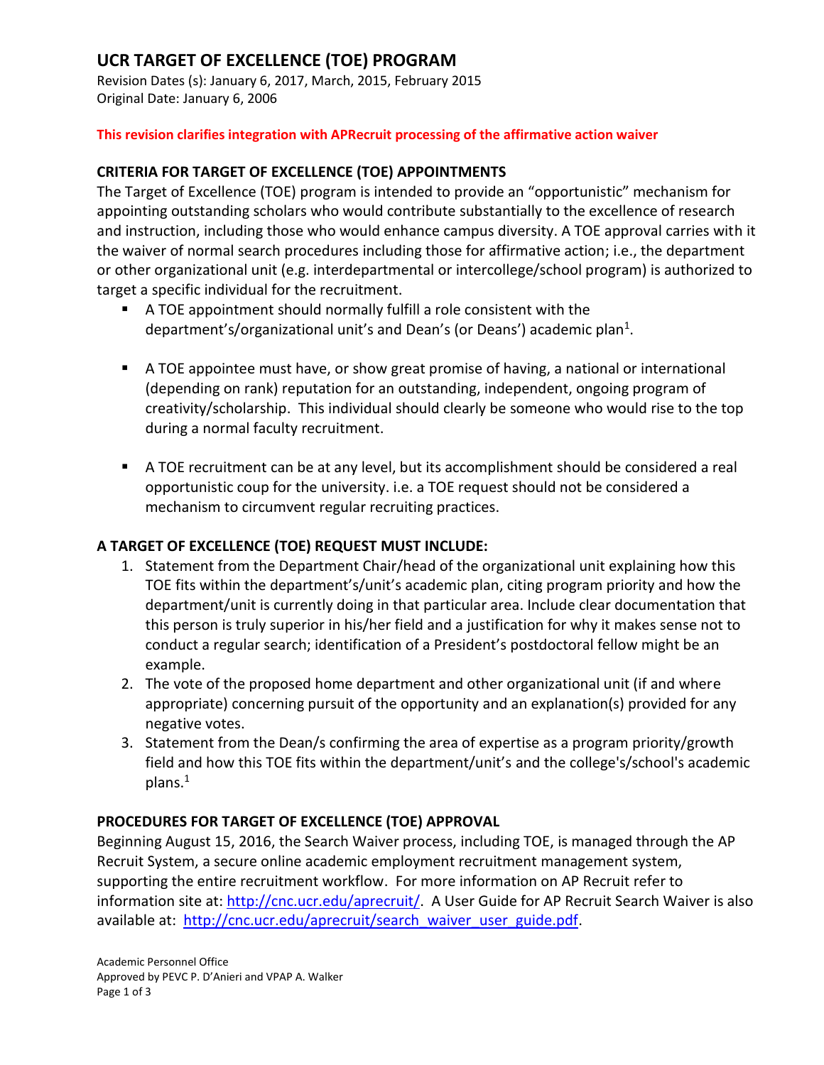# UCR TARGET OF EXCELLENCE (TOE) PROGRAM

Revision Dates (s): January 6, 2017, March, 2015, February 2015
Original Date: January 6, 2006

**This revision clarifies integration with APRecruit processing of the affirmative action waiver**

## CRITERIA FOR TARGET OF EXCELLENCE (TOE) APPOINTMENTS

The Target of Excellence (TOE) program is intended to provide an "opportunistic" mechanism for appointing outstanding scholars who would contribute substantially to the excellence of research and instruction, including those who would enhance campus diversity. A TOE approval carries with it the waiver of normal search procedures including those for affirmative action; i.e., the department or other organizational unit (e.g. interdepartmental or intercollege/school program) is authorized to target a specific individual for the recruitment.

- A TOE appointment should normally fulfill a role consistent with the department's/organizational unit's and Dean's (or Deans') academic plan[1].
- A TOE appointee must have, or show great promise of having, a national or international (depending on rank) reputation for an outstanding, independent, ongoing program of creativity/scholarship. This individual should clearly be someone who would rise to the top during a normal faculty recruitment.
- A TOE recruitment can be at any level, but its accomplishment should be considered a real opportunistic coup for the university. i.e. a TOE request should not be considered a mechanism to circumvent regular recruiting practices.

## A TARGET OF EXCELLENCE (TOE) REQUEST MUST INCLUDE:

1. Statement from the Department Chair/head of the organizational unit explaining how this TOE fits within the department's/unit's academic plan, citing program priority and how the department/unit is currently doing in that particular area. Include clear documentation that this person is truly superior in his/her field and a justification for why it makes sense not to conduct a regular search; identification of a President's postdoctoral fellow might be an example.
2. The vote of the proposed home department and other organizational unit (if and where appropriate) concerning pursuit of the opportunity and an explanation(s) provided for any negative votes.
3. Statement from the Dean/s confirming the area of expertise as a program priority/growth field and how this TOE fits within the department/unit's and the college's/school's academic plans.[1]

## PROCEDURES FOR TARGET OF EXCELLENCE (TOE) APPROVAL

Beginning August 15, 2016, the Search Waiver process, including TOE, is managed through the AP Recruit System, a secure online academic employment recruitment management system, supporting the entire recruitment workflow. For more information on AP Recruit refer to information site at: http://cnc.ucr.edu/aprecruit/. A User Guide for AP Recruit Search Waiver is also available at: http://cnc.ucr.edu/aprecruit/search_waiver_user_guide.pdf.

Academic Personnel Office
Approved by PEVC P. D'Anieri and VPAP A. Walker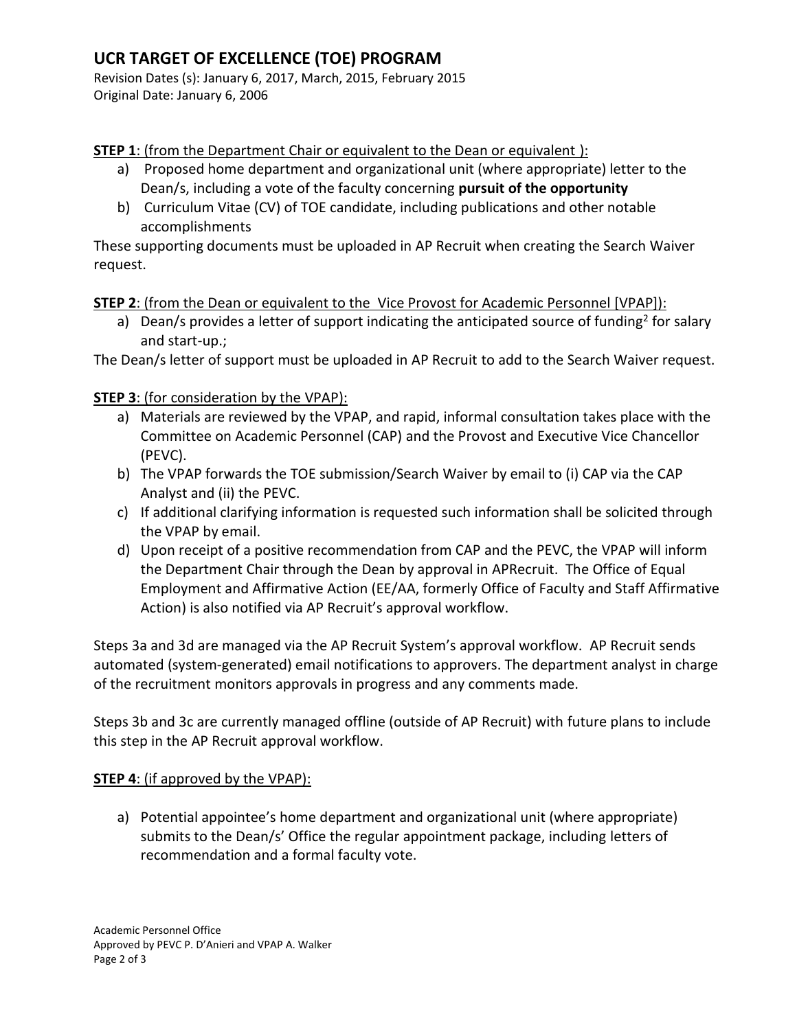**STEP 1**: (from the Department Chair or equivalent to the Dean or equivalent ):

a) Proposed home department and organizational unit (where appropriate) letter to the Dean/s, including a vote of the faculty concerning **pursuit of the opportunity**
b) Curriculum Vitae (CV) of TOE candidate, including publications and other notable accomplishments

These supporting documents must be uploaded in AP Recruit when creating the Search Waiver request.

**STEP 2**: (from the Dean or equivalent to the Vice Provost for Academic Personnel [VPAP]):

a) Dean/s provides a letter of support indicating the anticipated source of funding[2] for salary and start-up.;

The Dean/s letter of support must be uploaded in AP Recruit to add to the Search Waiver request.

**STEP 3**: (for consideration by the VPAP):

a) Materials are reviewed by the VPAP, and rapid, informal consultation takes place with the Committee on Academic Personnel (CAP) and the Provost and Executive Vice Chancellor (PEVC).
b) The VPAP forwards the TOE submission/Search Waiver by email to (i) CAP via the CAP Analyst and (ii) the PEVC.
c) If additional clarifying information is requested such information shall be solicited through the VPAP by email.
d) Upon receipt of a positive recommendation from CAP and the PEVC, the VPAP will inform the Department Chair through the Dean by approval in APRecruit. The Office of Equal Employment and Affirmative Action (EE/AA, formerly Office of Faculty and Staff Affirmative Action) is also notified via AP Recruit's approval workflow.

Steps 3a and 3d are managed via the AP Recruit System's approval workflow. AP Recruit sends automated (system-generated) email notifications to approvers. The department analyst in charge of the recruitment monitors approvals in progress and any comments made.

Steps 3b and 3c are currently managed offline (outside of AP Recruit) with future plans to include this step in the AP Recruit approval workflow.

**STEP 4**: (if approved by the VPAP):

a) Potential appointee's home department and organizational unit (where appropriate) submits to the Dean/s' Office the regular appointment package, including letters of recommendation and a formal faculty vote.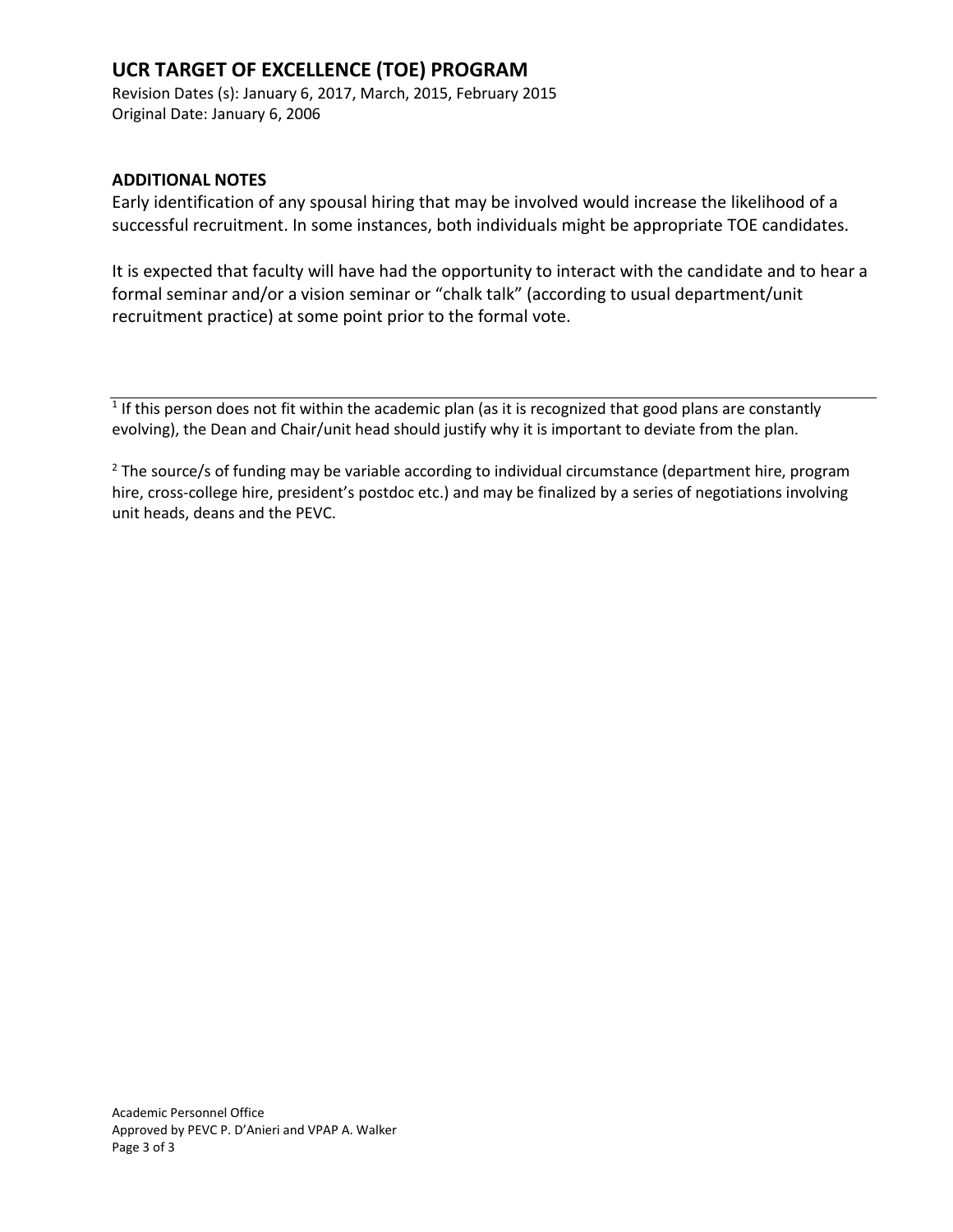## ADDITIONAL NOTES

Early identification of any spousal hiring that may be involved would increase the likelihood of a successful recruitment. In some instances, both individuals might be appropriate TOE candidates.

It is expected that faculty will have had the opportunity to interact with the candidate and to hear a formal seminar and/or a vision seminar or "chalk talk" (according to usual department/unit recruitment practice) at some point prior to the formal vote.

---

[1] If this person does not fit within the academic plan (as it is recognized that good plans are constantly evolving), the Dean and Chair/unit head should justify why it is important to deviate from the plan.

[2] The source/s of funding may be variable according to individual circumstance (department hire, program hire, cross-college hire, president's postdoc etc.) and may be finalized by a series of negotiations involving unit heads, deans and the PEVC.